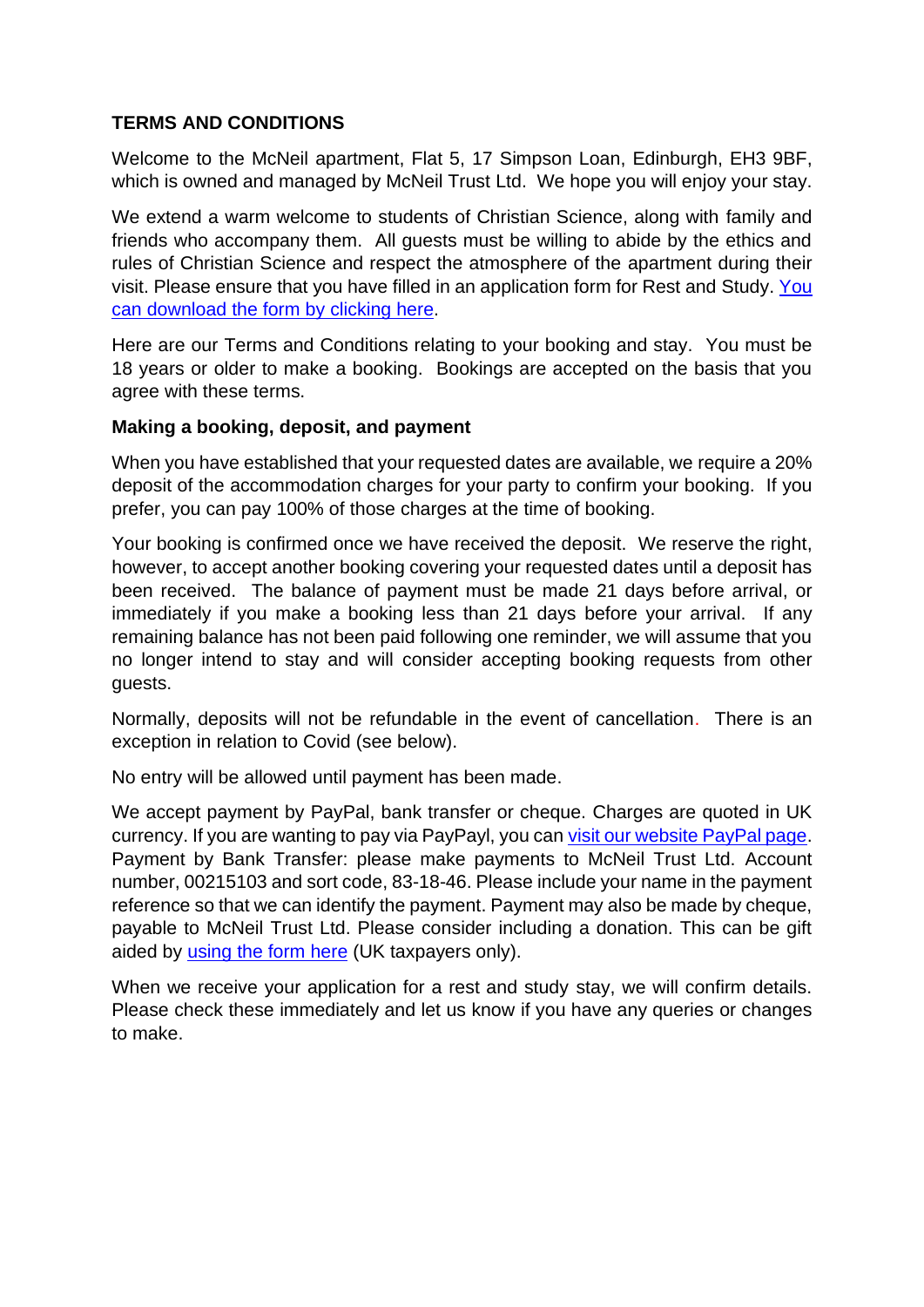## TERMS AND CONDITIONS

Welcome to the McNeil apartment, Flat 5, 17 Simpson Loan, Edinburgh, EH3 9BF, which is owned and managed by McNeil Trust Ltd. We hope you will enjoy your stay.

We extend a warm welcome to students of Christian Science, along with family and friends who accompany them. All guests must be willing to abide by the ethics and rules of Christian Science and respect the atmosphere of the apartment during their visit. Please ensure that you have filled in an application form for Rest and Study. You can download the form by clicking here.

Here are our Terms and Conditions relating to your booking and stay. You must be 18 years or older to make a booking. Bookings are accepted on the basis that you agree with these terms.

### Making a booking, deposit, and payment

When you have established that your requested dates are available, we require a 20% deposit of the accommodation charges for your party to confirm your booking. If you prefer, you can pay 100% of those charges at the time of booking.

Your booking is confirmed once we have received the deposit. We reserve the right, however, to accept another booking covering your requested dates until a deposit has been received. The balance of payment must be made 21 days before arrival, or immediately if you make a booking less than 21 days before your arrival. If any remaining balance has not been paid following one reminder, we will assume that you no longer intend to stay and will consider accepting booking requests from other guests.

Normally, deposits will not be refundable in the event of cancellation. There is an exception in relation to Covid (see below).

No entry will be allowed until payment has been made.

We accept payment by PayPal, bank transfer or cheque. Charges are quoted in UK currency. If you are wanting to pay via PayPayl, you can visit our website PayPal page. Payment by Bank Transfer: please make payments to McNeil Trust Ltd. Account number, 00215103 and sort code, 83-18-46. Please include your name in the payment reference so that we can identify the payment. Payment may also be made by cheque, payable to McNeil Trust Ltd. Please consider including a donation. This can be gift aided by using the form here (UK taxpayers only).

When we receive your application for a rest and study stay, we will confirm details. Please check these immediately and let us know if you have any queries or changes to make.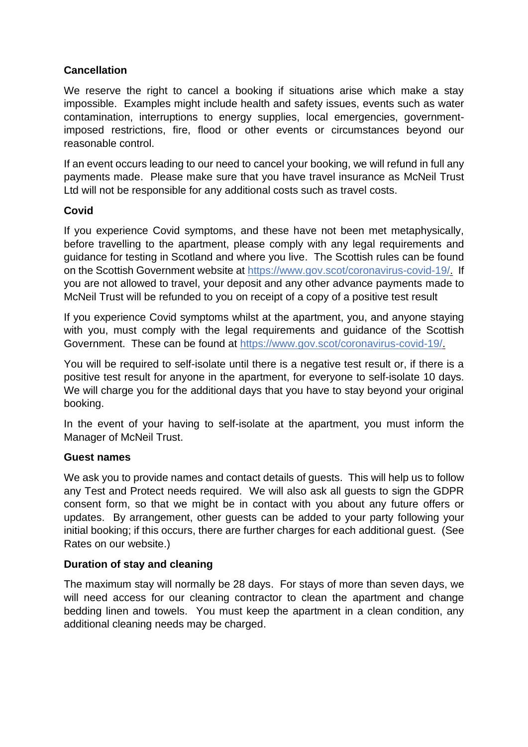**Cancellation**

We reserve the right to cancel a booking if situations arise which make a stay impossible. Examples might include health and safety issues, events such as water contamination, interruptions to energy supplies, local emergencies, government-imposed restrictions, fire, flood or other events or circumstances beyond our reasonable control.

If an event occurs leading to our need to cancel your booking, we will refund in full any payments made. Please make sure that you have travel insurance as McNeil Trust Ltd will not be responsible for any additional costs such as travel costs.

**Covid**

If you experience Covid symptoms, and these have not been met metaphysically, before travelling to the apartment, please comply with any legal requirements and guidance for testing in Scotland and where you live. The Scottish rules can be found on the Scottish Government website at https://www.gov.scot/coronavirus-covid-19/. If you are not allowed to travel, your deposit and any other advance payments made to McNeil Trust will be refunded to you on receipt of a copy of a positive test result

If you experience Covid symptoms whilst at the apartment, you, and anyone staying with you, must comply with the legal requirements and guidance of the Scottish Government. These can be found at https://www.gov.scot/coronavirus-covid-19/.

You will be required to self-isolate until there is a negative test result or, if there is a positive test result for anyone in the apartment, for everyone to self-isolate 10 days. We will charge you for the additional days that you have to stay beyond your original booking.

In the event of your having to self-isolate at the apartment, you must inform the Manager of McNeil Trust.

**Guest names**

We ask you to provide names and contact details of guests. This will help us to follow any Test and Protect needs required. We will also ask all guests to sign the GDPR consent form, so that we might be in contact with you about any future offers or updates. By arrangement, other guests can be added to your party following your initial booking; if this occurs, there are further charges for each additional guest. (See Rates on our website.)

**Duration of stay and cleaning**

The maximum stay will normally be 28 days. For stays of more than seven days, we will need access for our cleaning contractor to clean the apartment and change bedding linen and towels. You must keep the apartment in a clean condition, any additional cleaning needs may be charged.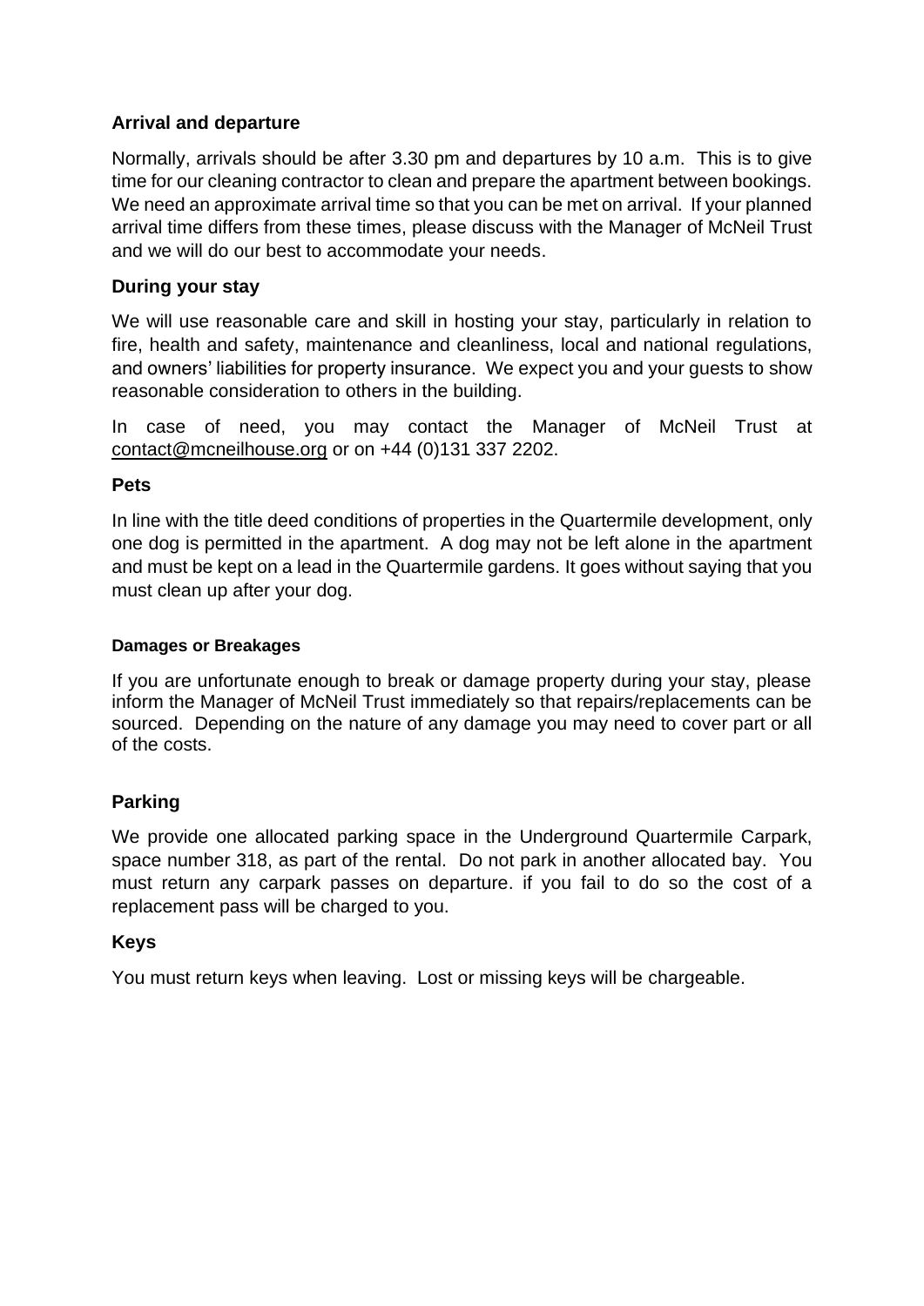### Arrival and departure

Normally, arrivals should be after 3.30 pm and departures by 10 a.m. This is to give time for our cleaning contractor to clean and prepare the apartment between bookings. We need an approximate arrival time so that you can be met on arrival. If your planned arrival time differs from these times, please discuss with the Manager of McNeil Trust and we will do our best to accommodate your needs.

### During your stay

We will use reasonable care and skill in hosting your stay, particularly in relation to fire, health and safety, maintenance and cleanliness, local and national regulations, and owners' liabilities for property insurance. We expect you and your guests to show reasonable consideration to others in the building.

In case of need, you may contact the Manager of McNeil Trust at contact@mcneilhouse.org or on +44 (0)131 337 2202.

### Pets

In line with the title deed conditions of properties in the Quartermile development, only one dog is permitted in the apartment. A dog may not be left alone in the apartment and must be kept on a lead in the Quartermile gardens. It goes without saying that you must clean up after your dog.

#### Damages or Breakages

If you are unfortunate enough to break or damage property during your stay, please inform the Manager of McNeil Trust immediately so that repairs/replacements can be sourced. Depending on the nature of any damage you may need to cover part or all of the costs.

### Parking

We provide one allocated parking space in the Underground Quartermile Carpark, space number 318, as part of the rental. Do not park in another allocated bay. You must return any carpark passes on departure. if you fail to do so the cost of a replacement pass will be charged to you.

### Keys

You must return keys when leaving. Lost or missing keys will be chargeable.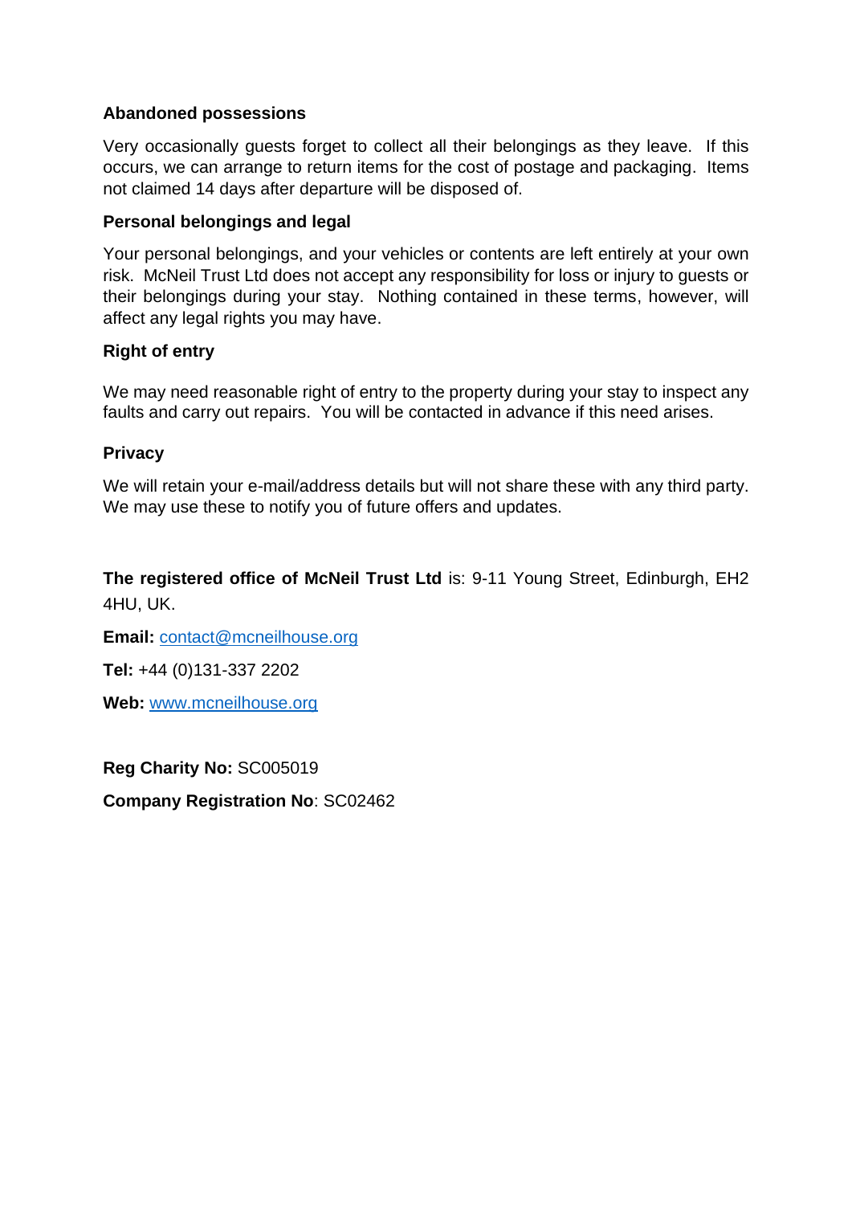### Abandoned possessions

Very occasionally guests forget to collect all their belongings as they leave. If this occurs, we can arrange to return items for the cost of postage and packaging. Items not claimed 14 days after departure will be disposed of.

### Personal belongings and legal

Your personal belongings, and your vehicles or contents are left entirely at your own risk. McNeil Trust Ltd does not accept any responsibility for loss or injury to guests or their belongings during your stay. Nothing contained in these terms, however, will affect any legal rights you may have.

### Right of entry

We may need reasonable right of entry to the property during your stay to inspect any faults and carry out repairs. You will be contacted in advance if this need arises.

### Privacy

We will retain your e-mail/address details but will not share these with any third party. We may use these to notify you of future offers and updates.

**The registered office of McNeil Trust Ltd** is: 9-11 Young Street, Edinburgh, EH2 4HU, UK.

**Email:** contact@mcneilhouse.org

**Tel:** +44 (0)131-337 2202

**Web:** www.mcneilhouse.org

**Reg Charity No:** SC005019

**Company Registration No**: SC02462